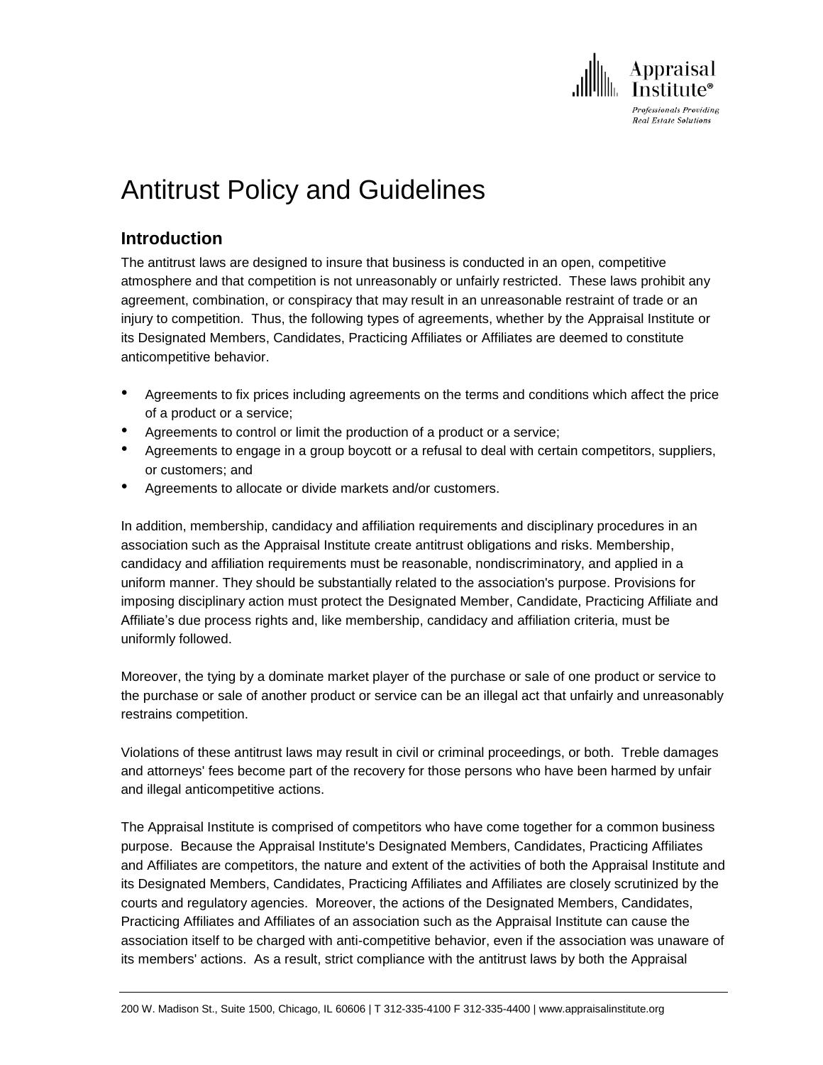# Antitrust Policy and Guidelines

## Introduction

The antitrust laws are designed to insure that business is conducted in an open, competitive atmosphere and that competition is not unreasonably or unfairly restricted. These laws prohibit any agreement, combination, or conspiracy that may result in an unreasonable restraint of trade or an injury to competition. Thus, the following types of agreements, whether by the Appraisal Institute or its Designated Members, Candidates, Practicing Affiliates or Affiliates are deemed to constitute anticompetitive behavior.

- Agreements to fix prices including agreements on the terms and conditions which affect the price of a product or a service;
- Agreements to control or limit the production of a product or a service;
- Agreements to engage in a group boycott or a refusal to deal with certain competitors, suppliers, or customers; and
- Agreements to allocate or divide markets and/or customers.

In addition, membership, candidacy and affiliation requirements and disciplinary procedures in an association such as the Appraisal Institute create antitrust obligations and risks. Membership, candidacy and affiliation requirements must be reasonable, nondiscriminatory, and applied in a uniform manner. They should be substantially related to the association's purpose. Provisions for imposing disciplinary action must protect the Designated Member, Candidate, Practicing Affiliate and Affiliate's due process rights and, like membership, candidacy and affiliation criteria, must be uniformly followed.

Moreover, the tying by a dominate market player of the purchase or sale of one product or service to the purchase or sale of another product or service can be an illegal act that unfairly and unreasonably restrains competition.

Violations of these antitrust laws may result in civil or criminal proceedings, or both. Treble damages and attorneys' fees become part of the recovery for those persons who have been harmed by unfair and illegal anticompetitive actions.

The Appraisal Institute is comprised of competitors who have come together for a common business purpose. Because the Appraisal Institute's Designated Members, Candidates, Practicing Affiliates and Affiliates are competitors, the nature and extent of the activities of both the Appraisal Institute and its Designated Members, Candidates, Practicing Affiliates and Affiliates are closely scrutinized by the courts and regulatory agencies. Moreover, the actions of the Designated Members, Candidates, Practicing Affiliates and Affiliates of an association such as the Appraisal Institute can cause the association itself to be charged with anti-competitive behavior, even if the association was unaware of its members' actions. As a result, strict compliance with the antitrust laws by both the Appraisal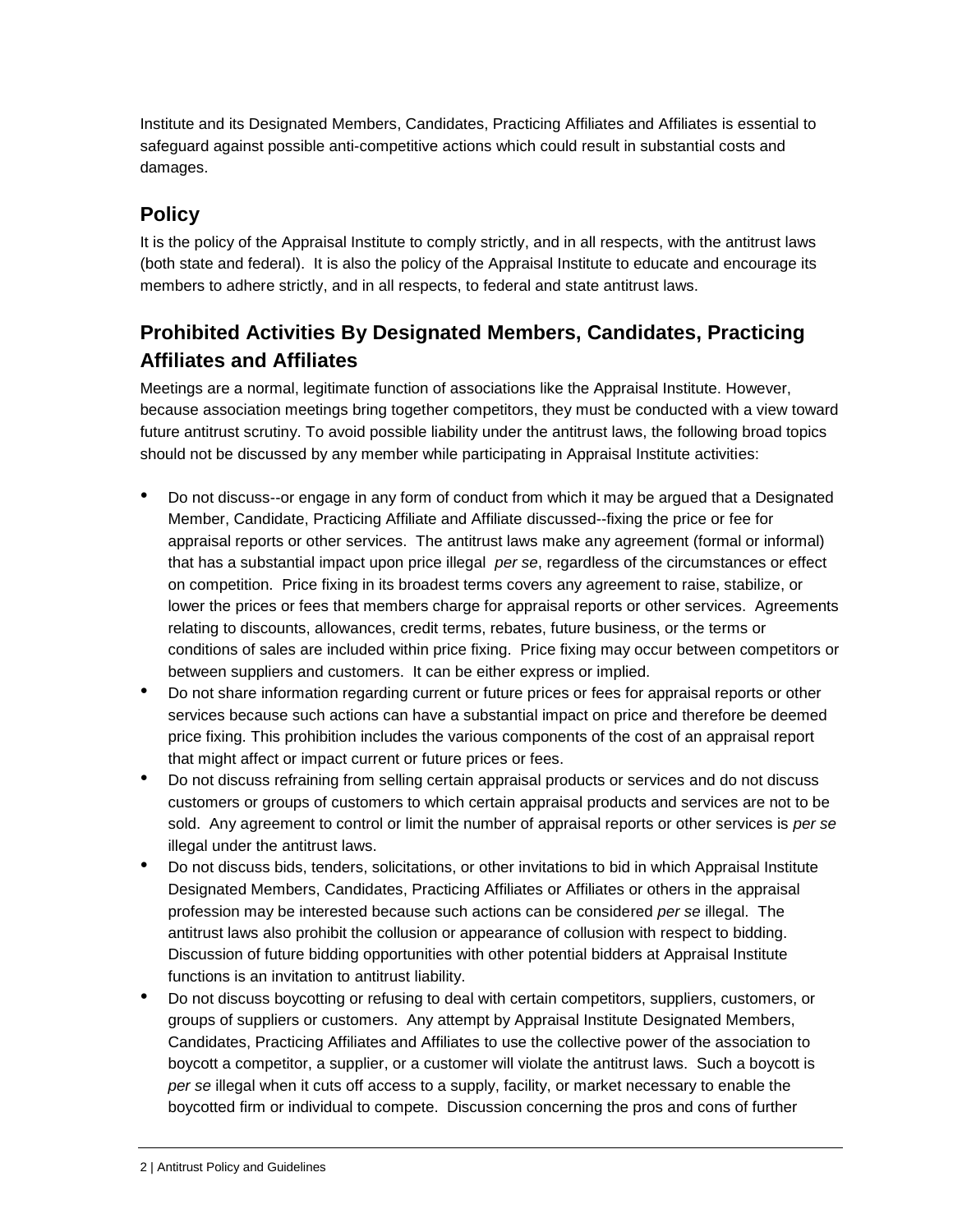Institute and its Designated Members, Candidates, Practicing Affiliates and Affiliates is essential to safeguard against possible anti-competitive actions which could result in substantial costs and damages.

## Policy

It is the policy of the Appraisal Institute to comply strictly, and in all respects, with the antitrust laws (both state and federal). It is also the policy of the Appraisal Institute to educate and encourage its members to adhere strictly, and in all respects, to federal and state antitrust laws.

## Prohibited Activities By Designated Members, Candidates, Practicing Affiliates and Affiliates

Meetings are a normal, legitimate function of associations like the Appraisal Institute. However, because association meetings bring together competitors, they must be conducted with a view toward future antitrust scrutiny. To avoid possible liability under the antitrust laws, the following broad topics should not be discussed by any member while participating in Appraisal Institute activities:

- Do not discuss--or engage in any form of conduct from which it may be argued that a Designated Member, Candidate, Practicing Affiliate and Affiliate discussed--fixing the price or fee for appraisal reports or other services. The antitrust laws make any agreement (formal or informal) that has a substantial impact upon price illegal *per se*, regardless of the circumstances or effect on competition. Price fixing in its broadest terms covers any agreement to raise, stabilize, or lower the prices or fees that members charge for appraisal reports or other services. Agreements relating to discounts, allowances, credit terms, rebates, future business, or the terms or conditions of sales are included within price fixing. Price fixing may occur between competitors or between suppliers and customers. It can be either express or implied.
- Do not share information regarding current or future prices or fees for appraisal reports or other services because such actions can have a substantial impact on price and therefore be deemed price fixing. This prohibition includes the various components of the cost of an appraisal report that might affect or impact current or future prices or fees.
- Do not discuss refraining from selling certain appraisal products or services and do not discuss customers or groups of customers to which certain appraisal products and services are not to be sold. Any agreement to control or limit the number of appraisal reports or other services is *per se* illegal under the antitrust laws.
- Do not discuss bids, tenders, solicitations, or other invitations to bid in which Appraisal Institute Designated Members, Candidates, Practicing Affiliates or Affiliates or others in the appraisal profession may be interested because such actions can be considered *per se* illegal. The antitrust laws also prohibit the collusion or appearance of collusion with respect to bidding. Discussion of future bidding opportunities with other potential bidders at Appraisal Institute functions is an invitation to antitrust liability.
- Do not discuss boycotting or refusing to deal with certain competitors, suppliers, customers, or groups of suppliers or customers. Any attempt by Appraisal Institute Designated Members, Candidates, Practicing Affiliates and Affiliates to use the collective power of the association to boycott a competitor, a supplier, or a customer will violate the antitrust laws. Such a boycott is *per se* illegal when it cuts off access to a supply, facility, or market necessary to enable the boycotted firm or individual to compete. Discussion concerning the pros and cons of further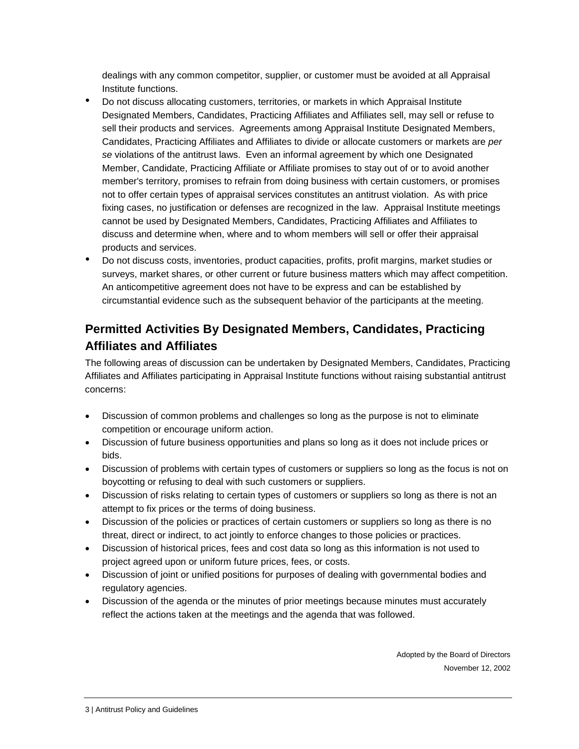dealings with any common competitor, supplier, or customer must be avoided at all Appraisal Institute functions.

- Do not discuss allocating customers, territories, or markets in which Appraisal Institute Designated Members, Candidates, Practicing Affiliates and Affiliates sell, may sell or refuse to sell their products and services. Agreements among Appraisal Institute Designated Members, Candidates, Practicing Affiliates and Affiliates to divide or allocate customers or markets are *per se* violations of the antitrust laws. Even an informal agreement by which one Designated Member, Candidate, Practicing Affiliate or Affiliate promises to stay out of or to avoid another member's territory, promises to refrain from doing business with certain customers, or promises not to offer certain types of appraisal services constitutes an antitrust violation. As with price fixing cases, no justification or defenses are recognized in the law. Appraisal Institute meetings cannot be used by Designated Members, Candidates, Practicing Affiliates and Affiliates to discuss and determine when, where and to whom members will sell or offer their appraisal products and services.
- Do not discuss costs, inventories, product capacities, profits, profit margins, market studies or surveys, market shares, or other current or future business matters which may affect competition. An anticompetitive agreement does not have to be express and can be established by circumstantial evidence such as the subsequent behavior of the participants at the meeting.

## Permitted Activities By Designated Members, Candidates, Practicing Affiliates and Affiliates

The following areas of discussion can be undertaken by Designated Members, Candidates, Practicing Affiliates and Affiliates participating in Appraisal Institute functions without raising substantial antitrust concerns:

- Discussion of common problems and challenges so long as the purpose is not to eliminate competition or encourage uniform action.
- Discussion of future business opportunities and plans so long as it does not include prices or bids.
- Discussion of problems with certain types of customers or suppliers so long as the focus is not on boycotting or refusing to deal with such customers or suppliers.
- Discussion of risks relating to certain types of customers or suppliers so long as there is not an attempt to fix prices or the terms of doing business.
- Discussion of the policies or practices of certain customers or suppliers so long as there is no threat, direct or indirect, to act jointly to enforce changes to those policies or practices.
- Discussion of historical prices, fees and cost data so long as this information is not used to project agreed upon or uniform future prices, fees, or costs.
- Discussion of joint or unified positions for purposes of dealing with governmental bodies and regulatory agencies.
- Discussion of the agenda or the minutes of prior meetings because minutes must accurately reflect the actions taken at the meetings and the agenda that was followed.

Adopted by the Board of Directors
November 12, 2002